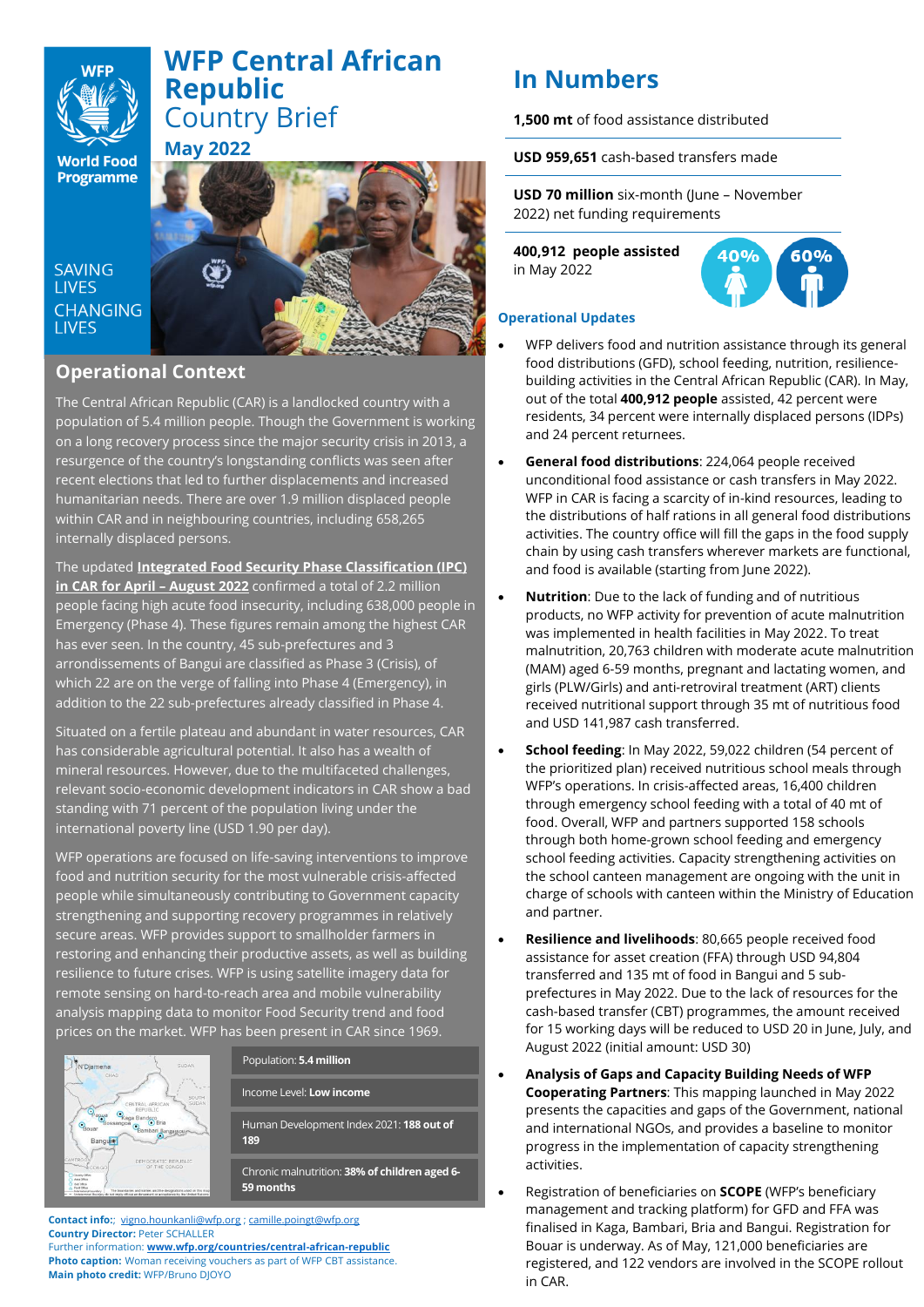# WFP Central African Republic Country Brief

**May 2022**

SAVING LIVES CHANGING LIVES

## Operational Context

The Central African Republic (CAR) is a landlocked country with a population of 5.4 million people. Though the Government is working on a long recovery process since the major security crisis in 2013, a resurgence of the country's longstanding conflicts was seen after recent elections that led to further displacements and increased humanitarian needs. There are over 1.9 million displaced people within CAR and in neighbouring countries, including 658,265 internally displaced persons.

The updated **Integrated Food Security Phase Classification (IPC) in CAR for April – August 2022** confirmed a total of 2.2 million people facing high acute food insecurity, including 638,000 people in Emergency (Phase 4). These figures remain among the highest CAR has ever seen. In the country, 45 sub-prefectures and 3 arrondissements of Bangui are classified as Phase 3 (Crisis), of which 22 are on the verge of falling into Phase 4 (Emergency), in addition to the 22 sub-prefectures already classified in Phase 4.

Situated on a fertile plateau and abundant in water resources, CAR has considerable agricultural potential. It also has a wealth of mineral resources. However, due to the multifaceted challenges, relevant socio-economic development indicators in CAR show a bad standing with 71 percent of the population living under the international poverty line (USD 1.90 per day).

WFP operations are focused on life-saving interventions to improve food and nutrition security for the most vulnerable crisis-affected people while simultaneously contributing to Government capacity strengthening and supporting recovery programmes in relatively secure areas. WFP provides support to smallholder farmers in restoring and enhancing their productive assets, as well as building resilience to future crises. WFP is using satellite imagery data for remote sensing on hard-to-reach area and mobile vulnerability analysis mapping data to monitor Food Security trend and food prices on the market. WFP has been present in CAR since 1969.

- Population: **5.4 million**
- Income Level: **Low income**
- Human Development Index 2021: **188 out of 189**
- Chronic malnutrition: **38% of children aged 6-59 months**

**Contact info:**; vigno.hounkanli@wfp.org ; camille.poingt@wfp.org
**Country Director:** Peter SCHALLER
Further information: **www.wfp.org/countries/central-african-republic**
**Photo caption:** Woman receiving vouchers as part of WFP CBT assistance.
**Main photo credit:** WFP/Bruno DJOYO

## In Numbers

**1,500 mt** of food assistance distributed

**USD 959,651** cash-based transfers made

**USD 70 million** six-month (June – November 2022) net funding requirements

**400,912 people assisted** in May 2022

40% 60%

### Operational Updates

- WFP delivers food and nutrition assistance through its general food distributions (GFD), school feeding, nutrition, resilience-building activities in the Central African Republic (CAR). In May, out of the total **400,912 people** assisted, 42 percent were residents, 34 percent were internally displaced persons (IDPs) and 24 percent returnees.
- **General food distributions**: 224,064 people received unconditional food assistance or cash transfers in May 2022. WFP in CAR is facing a scarcity of in-kind resources, leading to the distributions of half rations in all general food distributions activities. The country office will fill the gaps in the food supply chain by using cash transfers wherever markets are functional, and food is available (starting from June 2022).
- **Nutrition**: Due to the lack of funding and of nutritious products, no WFP activity for prevention of acute malnutrition was implemented in health facilities in May 2022. To treat malnutrition, 20,763 children with moderate acute malnutrition (MAM) aged 6-59 months, pregnant and lactating women, and girls (PLW/Girls) and anti-retroviral treatment (ART) clients received nutritional support through 35 mt of nutritious food and USD 141,987 cash transferred.
- **School feeding**: In May 2022, 59,022 children (54 percent of the prioritized plan) received nutritious school meals through WFP's operations. In crisis-affected areas, 16,400 children through emergency school feeding with a total of 40 mt of food. Overall, WFP and partners supported 158 schools through both home-grown school feeding and emergency school feeding activities. Capacity strengthening activities on the school canteen management are ongoing with the unit in charge of schools with canteen within the Ministry of Education and partner.
- **Resilience and livelihoods**: 80,665 people received food assistance for asset creation (FFA) through USD 94,804 transferred and 135 mt of food in Bangui and 5 sub-prefectures in May 2022. Due to the lack of resources for the cash-based transfer (CBT) programmes, the amount received for 15 working days will be reduced to USD 20 in June, July, and August 2022 (initial amount: USD 30)
- **Analysis of Gaps and Capacity Building Needs of WFP Cooperating Partners**: This mapping launched in May 2022 presents the capacities and gaps of the Government, national and international NGOs, and provides a baseline to monitor progress in the implementation of capacity strengthening activities.
- Registration of beneficiaries on **SCOPE** (WFP's beneficiary management and tracking platform) for GFD and FFA was finalised in Kaga, Bambari, Bria and Bangui. Registration for Bouar is underway. As of May, 121,000 beneficiaries are registered, and 122 vendors are involved in the SCOPE rollout in CAR.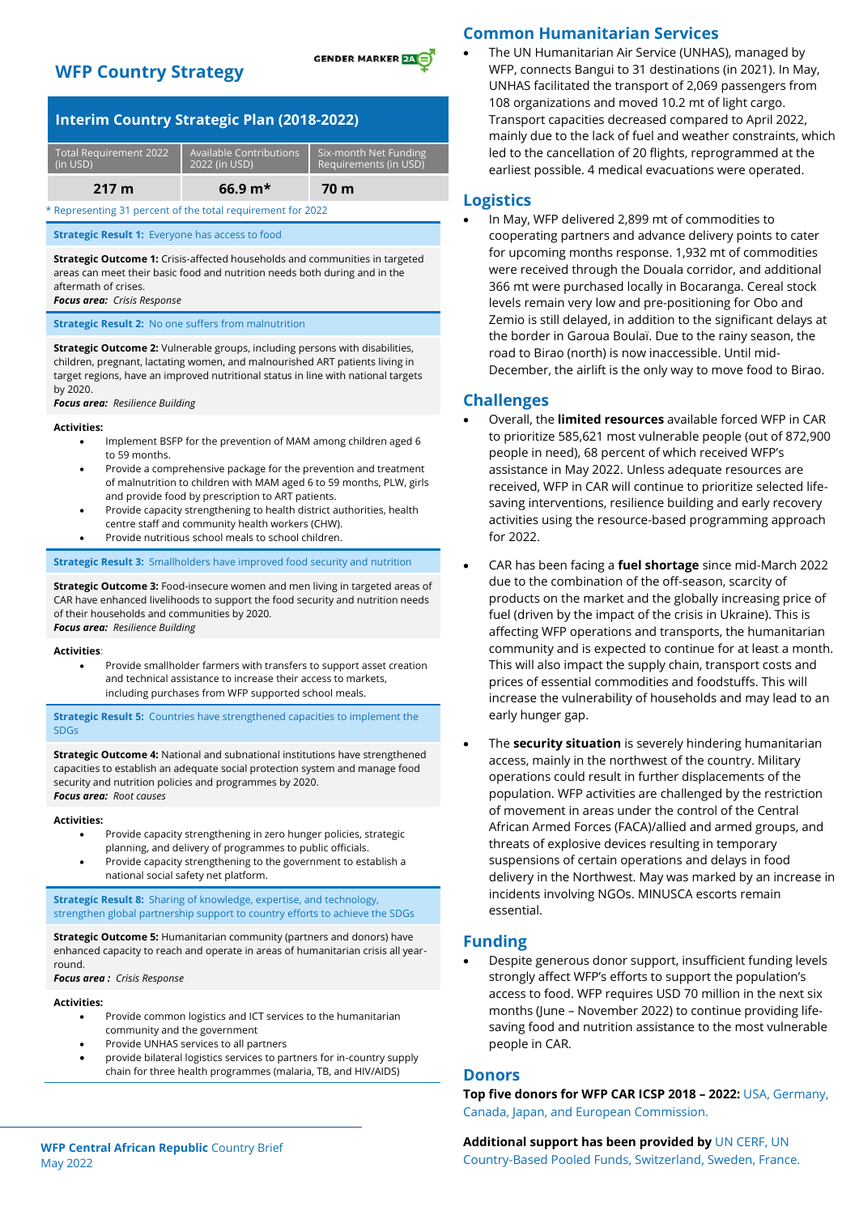## WFP Country Strategy

GENDER MARKER 2A

### Interim Country Strategic Plan (2018-2022)

| Total Requirement 2022 (in USD) | Available Contributions 2022 (in USD) | Six-month Net Funding Requirements (in USD) |
|---|---|---|
| 217 m | 66.9 m* | 70 m |

\* Representing 31 percent of the total requirement for 2022

**Strategic Result 1:** Everyone has access to food

**Strategic Outcome 1:** Crisis-affected households and communities in targeted areas can meet their basic food and nutrition needs both during and in the aftermath of crises.
***Focus area:*** *Crisis Response*

**Strategic Result 2:** No one suffers from malnutrition

**Strategic Outcome 2:** Vulnerable groups, including persons with disabilities, children, pregnant, lactating women, and malnourished ART patients living in target regions, have an improved nutritional status in line with national targets by 2020.
***Focus area:*** *Resilience Building*

**Activities:**

- Implement BSFP for the prevention of MAM among children aged 6 to 59 months.
- Provide a comprehensive package for the prevention and treatment of malnutrition to children with MAM aged 6 to 59 months, PLW, girls and provide food by prescription to ART patients.
- Provide capacity strengthening to health district authorities, health centre staff and community health workers (CHW).
- Provide nutritious school meals to school children.

**Strategic Result 3:** Smallholders have improved food security and nutrition

**Strategic Outcome 3:** Food-insecure women and men living in targeted areas of CAR have enhanced livelihoods to support the food security and nutrition needs of their households and communities by 2020.
***Focus area:*** *Resilience Building*

**Activities**:

- Provide smallholder farmers with transfers to support asset creation and technical assistance to increase their access to markets, including purchases from WFP supported school meals.

**Strategic Result 5:** Countries have strengthened capacities to implement the SDGs

**Strategic Outcome 4:** National and subnational institutions have strengthened capacities to establish an adequate social protection system and manage food security and nutrition policies and programmes by 2020.
***Focus area:*** *Root causes*

**Activities:**

- Provide capacity strengthening in zero hunger policies, strategic planning, and delivery of programmes to public officials.
- Provide capacity strengthening to the government to establish a national social safety net platform.

**Strategic Result 8:** Sharing of knowledge, expertise, and technology, strengthen global partnership support to country efforts to achieve the SDGs

**Strategic Outcome 5:** Humanitarian community (partners and donors) have enhanced capacity to reach and operate in areas of humanitarian crisis all year-round.
***Focus area :*** *Crisis Response*

**Activities:**

- Provide common logistics and ICT services to the humanitarian community and the government
- Provide UNHAS services to all partners
- provide bilateral logistics services to partners for in-country supply chain for three health programmes (malaria, TB, and HIV/AIDS)

## Common Humanitarian Services

- The UN Humanitarian Air Service (UNHAS), managed by WFP, connects Bangui to 31 destinations (in 2021). In May, UNHAS facilitated the transport of 2,069 passengers from 108 organizations and moved 10.2 mt of light cargo. Transport capacities decreased compared to April 2022, mainly due to the lack of fuel and weather constraints, which led to the cancellation of 20 flights, reprogrammed at the earliest possible. 4 medical evacuations were operated.

## Logistics

- In May, WFP delivered 2,899 mt of commodities to cooperating partners and advance delivery points to cater for upcoming months response. 1,932 mt of commodities were received through the Douala corridor, and additional 366 mt were purchased locally in Bocaranga. Cereal stock levels remain very low and pre-positioning for Obo and Zemio is still delayed, in addition to the significant delays at the border in Garoua Boulaï. Due to the rainy season, the road to Birao (north) is now inaccessible. Until mid-December, the airlift is the only way to move food to Birao.

## Challenges

- Overall, the **limited resources** available forced WFP in CAR to prioritize 585,621 most vulnerable people (out of 872,900 people in need), 68 percent of which received WFP's assistance in May 2022. Unless adequate resources are received, WFP in CAR will continue to prioritize selected life-saving interventions, resilience building and early recovery activities using the resource-based programming approach for 2022.

- CAR has been facing a **fuel shortage** since mid-March 2022 due to the combination of the off-season, scarcity of products on the market and the globally increasing price of fuel (driven by the impact of the crisis in Ukraine). This is affecting WFP operations and transports, the humanitarian community and is expected to continue for at least a month. This will also impact the supply chain, transport costs and prices of essential commodities and foodstuffs. This will increase the vulnerability of households and may lead to an early hunger gap.

- The **security situation** is severely hindering humanitarian access, mainly in the northwest of the country. Military operations could result in further displacements of the population. WFP activities are challenged by the restriction of movement in areas under the control of the Central African Armed Forces (FACA)/allied and armed groups, and threats of explosive devices resulting in temporary suspensions of certain operations and delays in food delivery in the Northwest. May was marked by an increase in incidents involving NGOs. MINUSCA escorts remain essential.

## Funding

- Despite generous donor support, insufficient funding levels strongly affect WFP's efforts to support the population's access to food. WFP requires USD 70 million in the next six months (June – November 2022) to continue providing life-saving food and nutrition assistance to the most vulnerable people in CAR.

## Donors

**Top five donors for WFP CAR ICSP 2018 – 2022:** USA, Germany, Canada, Japan, and European Commission.

**Additional support has been provided by** UN CERF, UN Country-Based Pooled Funds, Switzerland, Sweden, France.